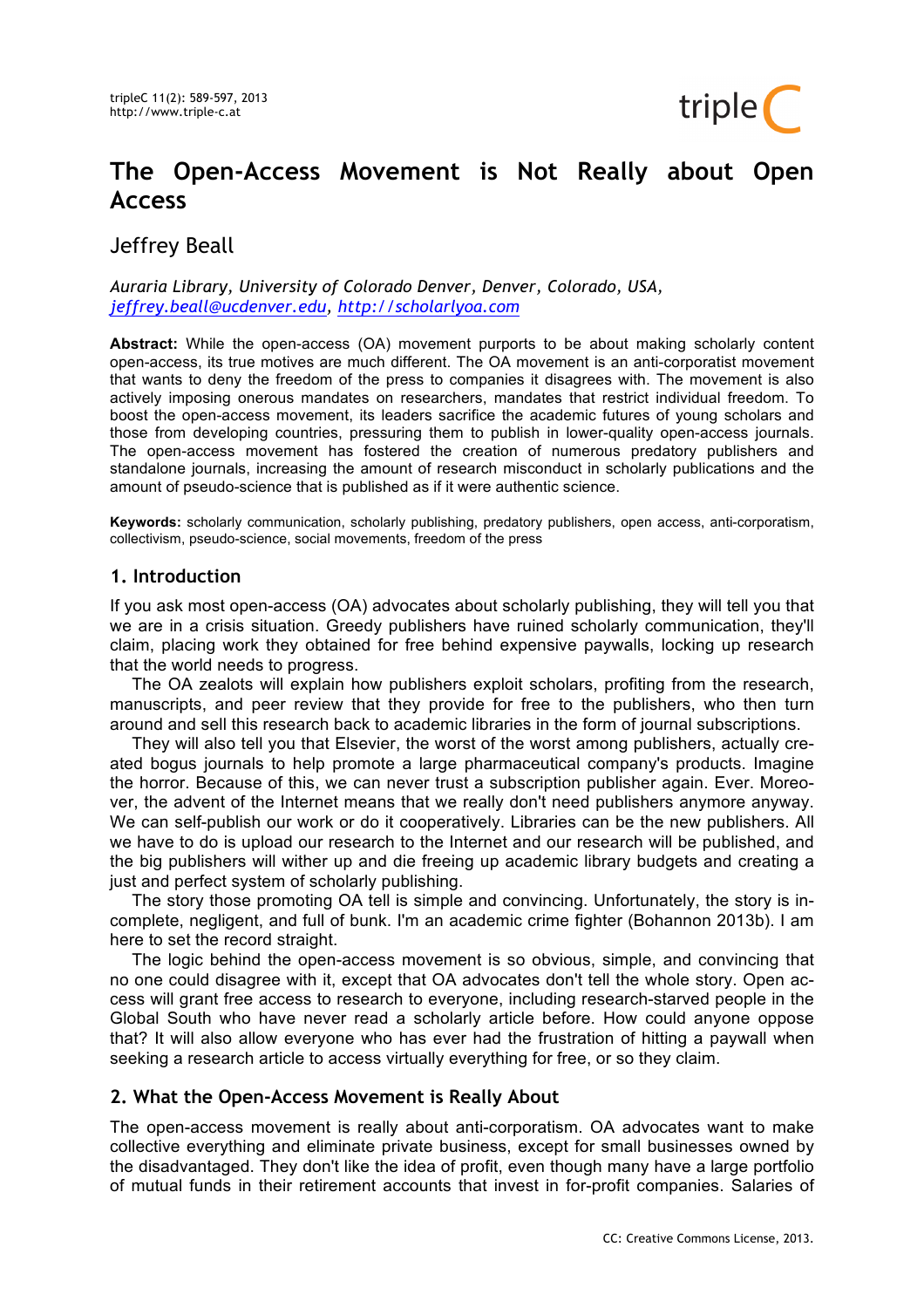# The Open-Access Movement is Not Really about Open Access

Jeffrey Beall

*Auraria Library, University of Colorado Denver, Denver, Colorado, USA, jeffrey.beall@ucdenver.edu, http://scholarlyoa.com*

**Abstract:** While the open-access (OA) movement purports to be about making scholarly content open-access, its true motives are much different. The OA movement is an anti-corporatist movement that wants to deny the freedom of the press to companies it disagrees with. The movement is also actively imposing onerous mandates on researchers, mandates that restrict individual freedom. To boost the open-access movement, its leaders sacrifice the academic futures of young scholars and those from developing countries, pressuring them to publish in lower-quality open-access journals. The open-access movement has fostered the creation of numerous predatory publishers and standalone journals, increasing the amount of research misconduct in scholarly publications and the amount of pseudo-science that is published as if it were authentic science.

**Keywords:** scholarly communication, scholarly publishing, predatory publishers, open access, anti-corporatism, collectivism, pseudo-science, social movements, freedom of the press

## 1. Introduction

If you ask most open-access (OA) advocates about scholarly publishing, they will tell you that we are in a crisis situation. Greedy publishers have ruined scholarly communication, they'll claim, placing work they obtained for free behind expensive paywalls, locking up research that the world needs to progress.

The OA zealots will explain how publishers exploit scholars, profiting from the research, manuscripts, and peer review that they provide for free to the publishers, who then turn around and sell this research back to academic libraries in the form of journal subscriptions.

They will also tell you that Elsevier, the worst of the worst among publishers, actually created bogus journals to help promote a large pharmaceutical company's products. Imagine the horror. Because of this, we can never trust a subscription publisher again. Ever. Moreover, the advent of the Internet means that we really don't need publishers anymore anyway. We can self-publish our work or do it cooperatively. Libraries can be the new publishers. All we have to do is upload our research to the Internet and our research will be published, and the big publishers will wither up and die freeing up academic library budgets and creating a just and perfect system of scholarly publishing.

The story those promoting OA tell is simple and convincing. Unfortunately, the story is incomplete, negligent, and full of bunk. I'm an academic crime fighter (Bohannon 2013b). I am here to set the record straight.

The logic behind the open-access movement is so obvious, simple, and convincing that no one could disagree with it, except that OA advocates don't tell the whole story. Open access will grant free access to research to everyone, including research-starved people in the Global South who have never read a scholarly article before. How could anyone oppose that? It will also allow everyone who has ever had the frustration of hitting a paywall when seeking a research article to access virtually everything for free, or so they claim.

## 2. What the Open-Access Movement is Really About

The open-access movement is really about anti-corporatism. OA advocates want to make collective everything and eliminate private business, except for small businesses owned by the disadvantaged. They don't like the idea of profit, even though many have a large portfolio of mutual funds in their retirement accounts that invest in for-profit companies. Salaries of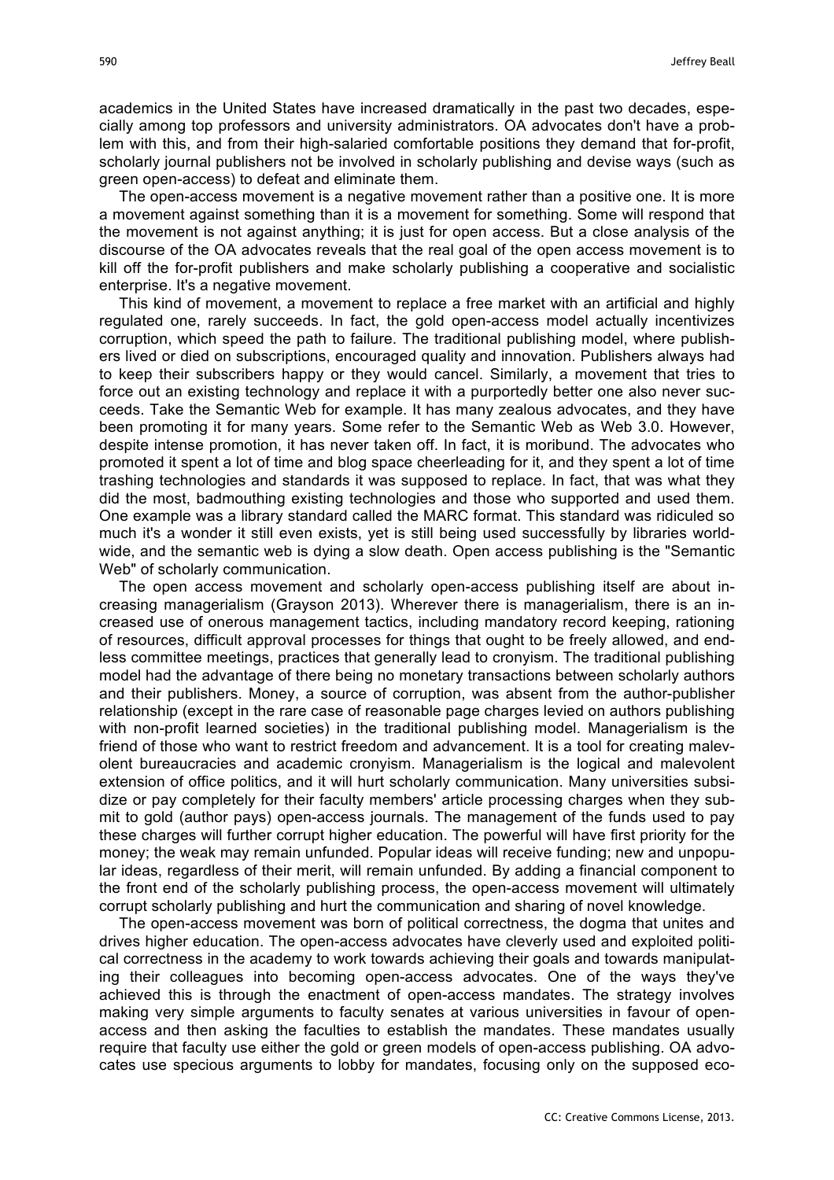academics in the United States have increased dramatically in the past two decades, especially among top professors and university administrators. OA advocates don't have a problem with this, and from their high-salaried comfortable positions they demand that for-profit, scholarly journal publishers not be involved in scholarly publishing and devise ways (such as green open-access) to defeat and eliminate them.

The open-access movement is a negative movement rather than a positive one. It is more a movement against something than it is a movement for something. Some will respond that the movement is not against anything; it is just for open access. But a close analysis of the discourse of the OA advocates reveals that the real goal of the open access movement is to kill off the for-profit publishers and make scholarly publishing a cooperative and socialistic enterprise. It's a negative movement.

This kind of movement, a movement to replace a free market with an artificial and highly regulated one, rarely succeeds. In fact, the gold open-access model actually incentivizes corruption, which speed the path to failure. The traditional publishing model, where publishers lived or died on subscriptions, encouraged quality and innovation. Publishers always had to keep their subscribers happy or they would cancel. Similarly, a movement that tries to force out an existing technology and replace it with a purportedly better one also never succeeds. Take the Semantic Web for example. It has many zealous advocates, and they have been promoting it for many years. Some refer to the Semantic Web as Web 3.0. However, despite intense promotion, it has never taken off. In fact, it is moribund. The advocates who promoted it spent a lot of time and blog space cheerleading for it, and they spent a lot of time trashing technologies and standards it was supposed to replace. In fact, that was what they did the most, badmouthing existing technologies and those who supported and used them. One example was a library standard called the MARC format. This standard was ridiculed so much it's a wonder it still even exists, yet is still being used successfully by libraries worldwide, and the semantic web is dying a slow death. Open access publishing is the "Semantic Web" of scholarly communication.

The open access movement and scholarly open-access publishing itself are about increasing managerialism (Grayson 2013). Wherever there is managerialism, there is an increased use of onerous management tactics, including mandatory record keeping, rationing of resources, difficult approval processes for things that ought to be freely allowed, and endless committee meetings, practices that generally lead to cronyism. The traditional publishing model had the advantage of there being no monetary transactions between scholarly authors and their publishers. Money, a source of corruption, was absent from the author-publisher relationship (except in the rare case of reasonable page charges levied on authors publishing with non-profit learned societies) in the traditional publishing model. Managerialism is the friend of those who want to restrict freedom and advancement. It is a tool for creating malevolent bureaucracies and academic cronyism. Managerialism is the logical and malevolent extension of office politics, and it will hurt scholarly communication. Many universities subsidize or pay completely for their faculty members' article processing charges when they submit to gold (author pays) open-access journals. The management of the funds used to pay these charges will further corrupt higher education. The powerful will have first priority for the money; the weak may remain unfunded. Popular ideas will receive funding; new and unpopular ideas, regardless of their merit, will remain unfunded. By adding a financial component to the front end of the scholarly publishing process, the open-access movement will ultimately corrupt scholarly publishing and hurt the communication and sharing of novel knowledge.

The open-access movement was born of political correctness, the dogma that unites and drives higher education. The open-access advocates have cleverly used and exploited political correctness in the academy to work towards achieving their goals and towards manipulating their colleagues into becoming open-access advocates. One of the ways they've achieved this is through the enactment of open-access mandates. The strategy involves making very simple arguments to faculty senates at various universities in favour of open-access and then asking the faculties to establish the mandates. These mandates usually require that faculty use either the gold or green models of open-access publishing. OA advocates use specious arguments to lobby for mandates, focusing only on the supposed eco-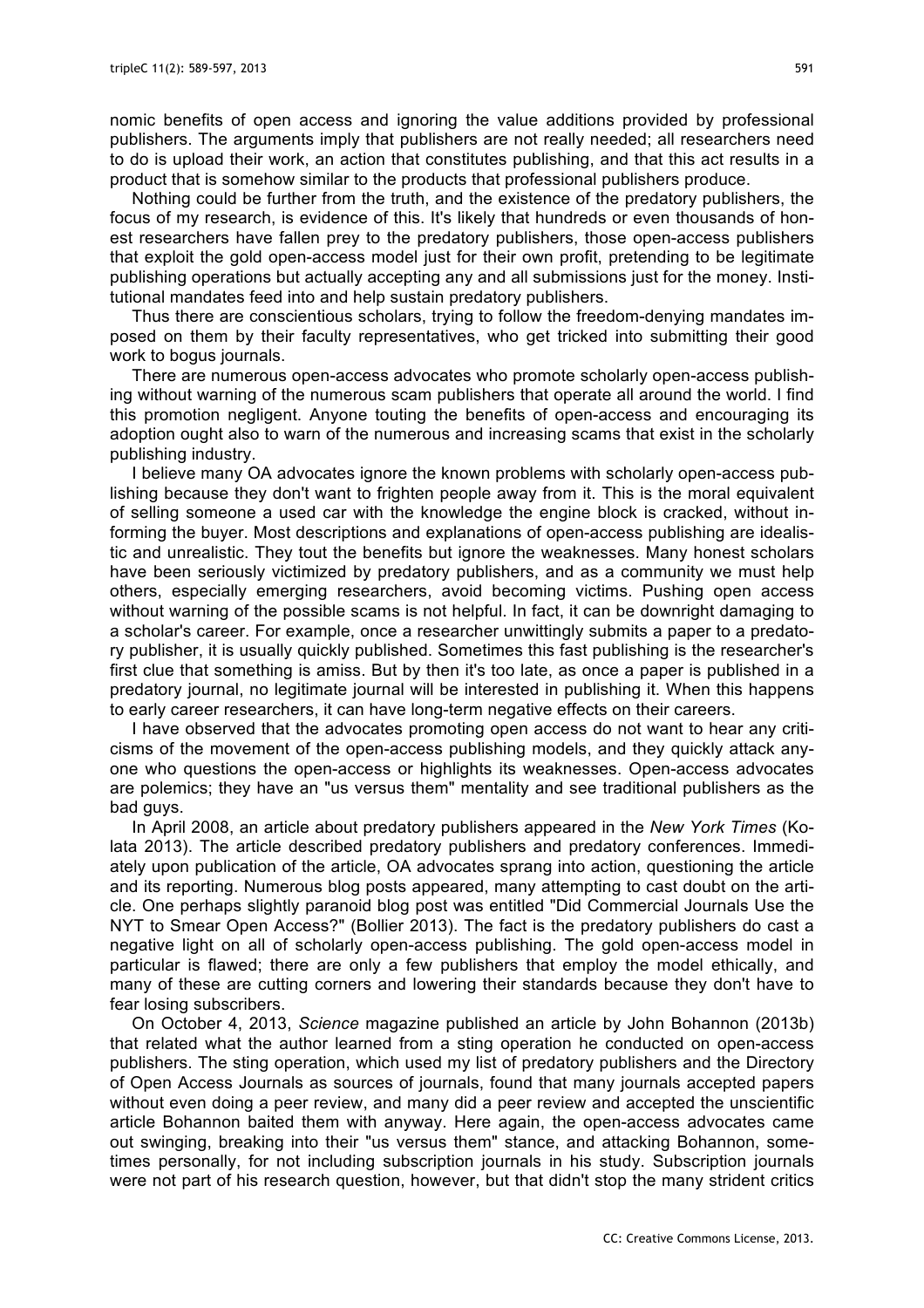nomic benefits of open access and ignoring the value additions provided by professional publishers. The arguments imply that publishers are not really needed; all researchers need to do is upload their work, an action that constitutes publishing, and that this act results in a product that is somehow similar to the products that professional publishers produce.

Nothing could be further from the truth, and the existence of the predatory publishers, the focus of my research, is evidence of this. It's likely that hundreds or even thousands of honest researchers have fallen prey to the predatory publishers, those open-access publishers that exploit the gold open-access model just for their own profit, pretending to be legitimate publishing operations but actually accepting any and all submissions just for the money. Institutional mandates feed into and help sustain predatory publishers.

Thus there are conscientious scholars, trying to follow the freedom-denying mandates imposed on them by their faculty representatives, who get tricked into submitting their good work to bogus journals.

There are numerous open-access advocates who promote scholarly open-access publishing without warning of the numerous scam publishers that operate all around the world. I find this promotion negligent. Anyone touting the benefits of open-access and encouraging its adoption ought also to warn of the numerous and increasing scams that exist in the scholarly publishing industry.

I believe many OA advocates ignore the known problems with scholarly open-access publishing because they don't want to frighten people away from it. This is the moral equivalent of selling someone a used car with the knowledge the engine block is cracked, without informing the buyer. Most descriptions and explanations of open-access publishing are idealistic and unrealistic. They tout the benefits but ignore the weaknesses. Many honest scholars have been seriously victimized by predatory publishers, and as a community we must help others, especially emerging researchers, avoid becoming victims. Pushing open access without warning of the possible scams is not helpful. In fact, it can be downright damaging to a scholar's career. For example, once a researcher unwittingly submits a paper to a predatory publisher, it is usually quickly published. Sometimes this fast publishing is the researcher's first clue that something is amiss. But by then it's too late, as once a paper is published in a predatory journal, no legitimate journal will be interested in publishing it. When this happens to early career researchers, it can have long-term negative effects on their careers.

I have observed that the advocates promoting open access do not want to hear any criticisms of the movement of the open-access publishing models, and they quickly attack anyone who questions the open-access or highlights its weaknesses. Open-access advocates are polemics; they have an "us versus them" mentality and see traditional publishers as the bad guys.

In April 2008, an article about predatory publishers appeared in the *New York Times* (Kolata 2013). The article described predatory publishers and predatory conferences. Immediately upon publication of the article, OA advocates sprang into action, questioning the article and its reporting. Numerous blog posts appeared, many attempting to cast doubt on the article. One perhaps slightly paranoid blog post was entitled "Did Commercial Journals Use the NYT to Smear Open Access?" (Bollier 2013). The fact is the predatory publishers do cast a negative light on all of scholarly open-access publishing. The gold open-access model in particular is flawed; there are only a few publishers that employ the model ethically, and many of these are cutting corners and lowering their standards because they don't have to fear losing subscribers.

On October 4, 2013, *Science* magazine published an article by John Bohannon (2013b) that related what the author learned from a sting operation he conducted on open-access publishers. The sting operation, which used my list of predatory publishers and the Directory of Open Access Journals as sources of journals, found that many journals accepted papers without even doing a peer review, and many did a peer review and accepted the unscientific article Bohannon baited them with anyway. Here again, the open-access advocates came out swinging, breaking into their "us versus them" stance, and attacking Bohannon, sometimes personally, for not including subscription journals in his study. Subscription journals were not part of his research question, however, but that didn't stop the many strident critics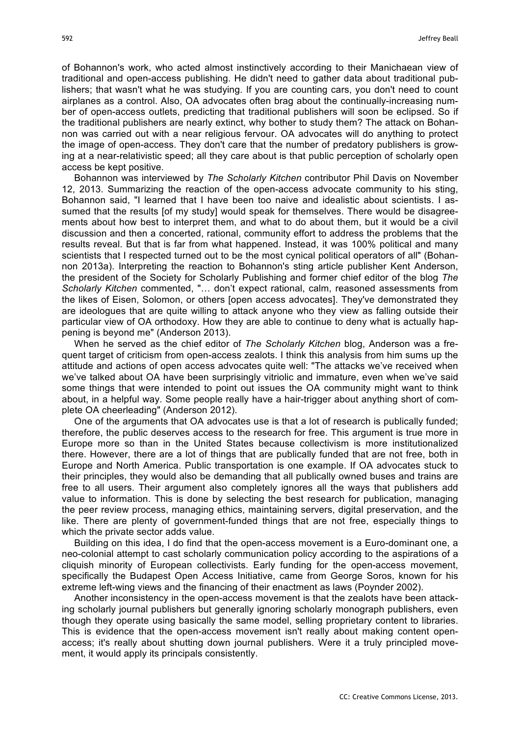of Bohannon's work, who acted almost instinctively according to their Manichaean view of traditional and open-access publishing. He didn't need to gather data about traditional publishers; that wasn't what he was studying. If you are counting cars, you don't need to count airplanes as a control. Also, OA advocates often brag about the continually-increasing number of open-access outlets, predicting that traditional publishers will soon be eclipsed. So if the traditional publishers are nearly extinct, why bother to study them? The attack on Bohannon was carried out with a near religious fervour. OA advocates will do anything to protect the image of open-access. They don't care that the number of predatory publishers is growing at a near-relativistic speed; all they care about is that public perception of scholarly open access be kept positive.

Bohannon was interviewed by *The Scholarly Kitchen* contributor Phil Davis on November 12, 2013. Summarizing the reaction of the open-access advocate community to his sting, Bohannon said, "I learned that I have been too naive and idealistic about scientists. I assumed that the results [of my study] would speak for themselves. There would be disagreements about how best to interpret them, and what to do about them, but it would be a civil discussion and then a concerted, rational, community effort to address the problems that the results reveal. But that is far from what happened. Instead, it was 100% political and many scientists that I respected turned out to be the most cynical political operators of all" (Bohannon 2013a). Interpreting the reaction to Bohannon's sting article publisher Kent Anderson, the president of the Society for Scholarly Publishing and former chief editor of the blog *The Scholarly Kitchen* commented, "… don't expect rational, calm, reasoned assessments from the likes of Eisen, Solomon, or others [open access advocates]. They've demonstrated they are ideologues that are quite willing to attack anyone who they view as falling outside their particular view of OA orthodoxy. How they are able to continue to deny what is actually happening is beyond me" (Anderson 2013).

When he served as the chief editor of *The Scholarly Kitchen* blog, Anderson was a frequent target of criticism from open-access zealots. I think this analysis from him sums up the attitude and actions of open access advocates quite well: "The attacks we've received when we've talked about OA have been surprisingly vitriolic and immature, even when we've said some things that were intended to point out issues the OA community might want to think about, in a helpful way. Some people really have a hair-trigger about anything short of complete OA cheerleading" (Anderson 2012).

One of the arguments that OA advocates use is that a lot of research is publically funded; therefore, the public deserves access to the research for free. This argument is true more in Europe more so than in the United States because collectivism is more institutionalized there. However, there are a lot of things that are publically funded that are not free, both in Europe and North America. Public transportation is one example. If OA advocates stuck to their principles, they would also be demanding that all publically owned buses and trains are free to all users. Their argument also completely ignores all the ways that publishers add value to information. This is done by selecting the best research for publication, managing the peer review process, managing ethics, maintaining servers, digital preservation, and the like. There are plenty of government-funded things that are not free, especially things to which the private sector adds value.

Building on this idea, I do find that the open-access movement is a Euro-dominant one, a neo-colonial attempt to cast scholarly communication policy according to the aspirations of a cliquish minority of European collectivists. Early funding for the open-access movement, specifically the Budapest Open Access Initiative, came from George Soros, known for his extreme left-wing views and the financing of their enactment as laws (Poynder 2002).

Another inconsistency in the open-access movement is that the zealots have been attacking scholarly journal publishers but generally ignoring scholarly monograph publishers, even though they operate using basically the same model, selling proprietary content to libraries. This is evidence that the open-access movement isn't really about making content open-access; it's really about shutting down journal publishers. Were it a truly principled movement, it would apply its principals consistently.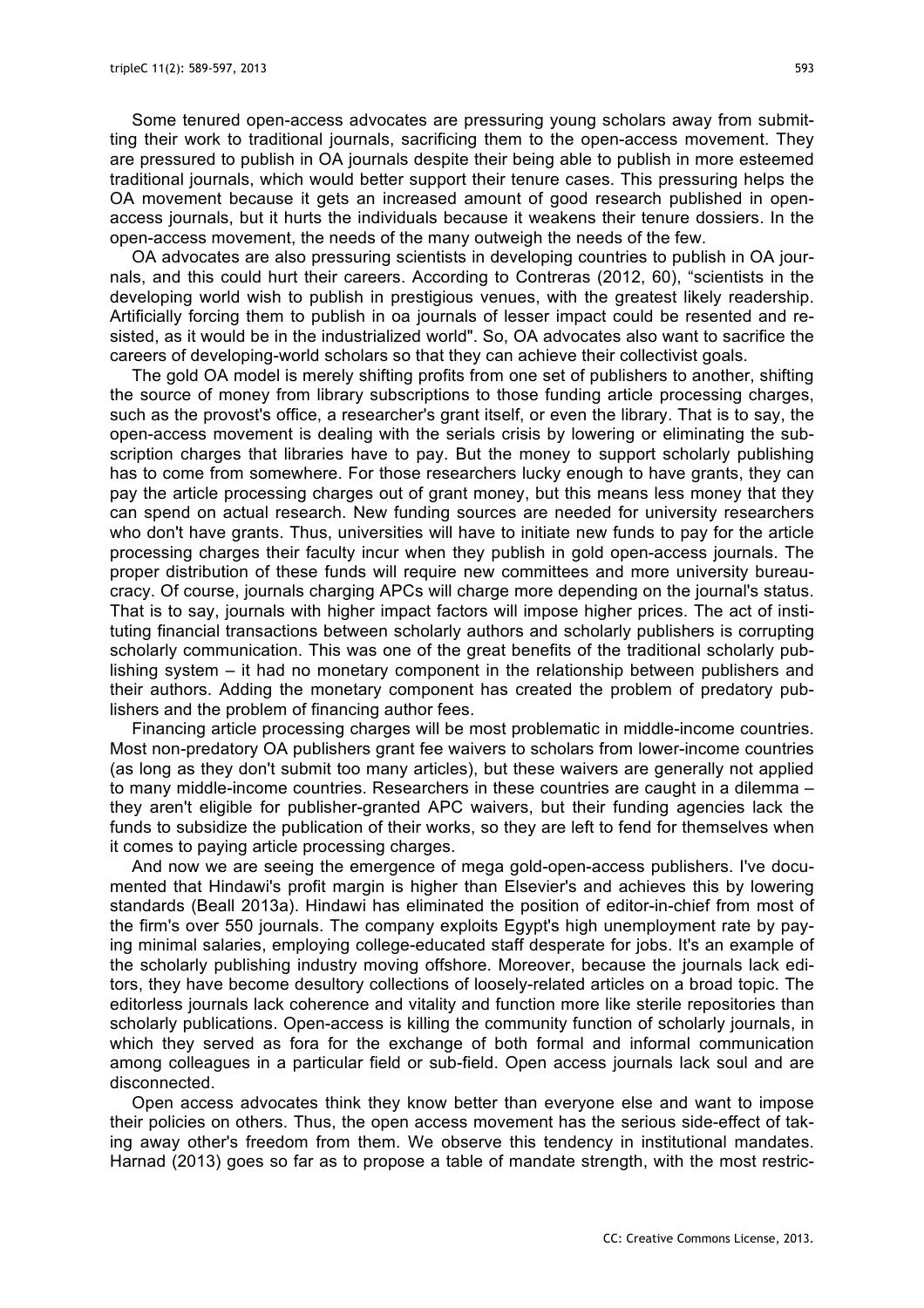Some tenured open-access advocates are pressuring young scholars away from submitting their work to traditional journals, sacrificing them to the open-access movement. They are pressured to publish in OA journals despite their being able to publish in more esteemed traditional journals, which would better support their tenure cases. This pressuring helps the OA movement because it gets an increased amount of good research published in open-access journals, but it hurts the individuals because it weakens their tenure dossiers. In the open-access movement, the needs of the many outweigh the needs of the few.

OA advocates are also pressuring scientists in developing countries to publish in OA journals, and this could hurt their careers. According to Contreras (2012, 60), "scientists in the developing world wish to publish in prestigious venues, with the greatest likely readership. Artificially forcing them to publish in oa journals of lesser impact could be resented and resisted, as it would be in the industrialized world". So, OA advocates also want to sacrifice the careers of developing-world scholars so that they can achieve their collectivist goals.

The gold OA model is merely shifting profits from one set of publishers to another, shifting the source of money from library subscriptions to those funding article processing charges, such as the provost's office, a researcher's grant itself, or even the library. That is to say, the open-access movement is dealing with the serials crisis by lowering or eliminating the subscription charges that libraries have to pay. But the money to support scholarly publishing has to come from somewhere. For those researchers lucky enough to have grants, they can pay the article processing charges out of grant money, but this means less money that they can spend on actual research. New funding sources are needed for university researchers who don't have grants. Thus, universities will have to initiate new funds to pay for the article processing charges their faculty incur when they publish in gold open-access journals. The proper distribution of these funds will require new committees and more university bureaucracy. Of course, journals charging APCs will charge more depending on the journal's status. That is to say, journals with higher impact factors will impose higher prices. The act of instituting financial transactions between scholarly authors and scholarly publishers is corrupting scholarly communication. This was one of the great benefits of the traditional scholarly publishing system – it had no monetary component in the relationship between publishers and their authors. Adding the monetary component has created the problem of predatory publishers and the problem of financing author fees.

Financing article processing charges will be most problematic in middle-income countries. Most non-predatory OA publishers grant fee waivers to scholars from lower-income countries (as long as they don't submit too many articles), but these waivers are generally not applied to many middle-income countries. Researchers in these countries are caught in a dilemma – they aren't eligible for publisher-granted APC waivers, but their funding agencies lack the funds to subsidize the publication of their works, so they are left to fend for themselves when it comes to paying article processing charges.

And now we are seeing the emergence of mega gold-open-access publishers. I've documented that Hindawi's profit margin is higher than Elsevier's and achieves this by lowering standards (Beall 2013a). Hindawi has eliminated the position of editor-in-chief from most of the firm's over 550 journals. The company exploits Egypt's high unemployment rate by paying minimal salaries, employing college-educated staff desperate for jobs. It's an example of the scholarly publishing industry moving offshore. Moreover, because the journals lack editors, they have become desultory collections of loosely-related articles on a broad topic. The editorless journals lack coherence and vitality and function more like sterile repositories than scholarly publications. Open-access is killing the community function of scholarly journals, in which they served as fora for the exchange of both formal and informal communication among colleagues in a particular field or sub-field. Open access journals lack soul and are disconnected.

Open access advocates think they know better than everyone else and want to impose their policies on others. Thus, the open access movement has the serious side-effect of taking away other's freedom from them. We observe this tendency in institutional mandates. Harnad (2013) goes so far as to propose a table of mandate strength, with the most restric-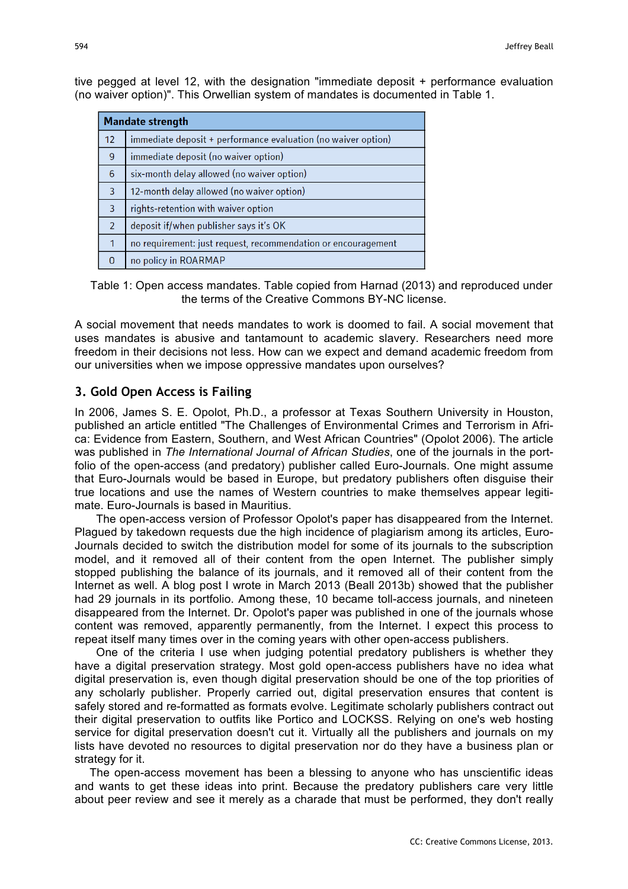tive pegged at level 12, with the designation "immediate deposit + performance evaluation (no waiver option)". This Orwellian system of mandates is documented in Table 1.

| Mandate strength | |
|---|---|
| 12 | immediate deposit + performance evaluation (no waiver option) |
| 9 | immediate deposit (no waiver option) |
| 6 | six-month delay allowed (no waiver option) |
| 3 | 12-month delay allowed (no waiver option) |
| 3 | rights-retention with waiver option |
| 2 | deposit if/when publisher says it's OK |
| 1 | no requirement: just request, recommendation or encouragement |
| 0 | no policy in ROARMAP |

Table 1: Open access mandates. Table copied from Harnad (2013) and reproduced under the terms of the Creative Commons BY-NC license.

A social movement that needs mandates to work is doomed to fail. A social movement that uses mandates is abusive and tantamount to academic slavery. Researchers need more freedom in their decisions not less. How can we expect and demand academic freedom from our universities when we impose oppressive mandates upon ourselves?

## 3. Gold Open Access is Failing

In 2006, James S. E. Opolot, Ph.D., a professor at Texas Southern University in Houston, published an article entitled "The Challenges of Environmental Crimes and Terrorism in Africa: Evidence from Eastern, Southern, and West African Countries" (Opolot 2006). The article was published in *The International Journal of African Studies*, one of the journals in the portfolio of the open-access (and predatory) publisher called Euro-Journals. One might assume that Euro-Journals would be based in Europe, but predatory publishers often disguise their true locations and use the names of Western countries to make themselves appear legitimate. Euro-Journals is based in Mauritius.

The open-access version of Professor Opolot's paper has disappeared from the Internet. Plagued by takedown requests due the high incidence of plagiarism among its articles, Euro-Journals decided to switch the distribution model for some of its journals to the subscription model, and it removed all of their content from the open Internet. The publisher simply stopped publishing the balance of its journals, and it removed all of their content from the Internet as well. A blog post I wrote in March 2013 (Beall 2013b) showed that the publisher had 29 journals in its portfolio. Among these, 10 became toll-access journals, and nineteen disappeared from the Internet. Dr. Opolot's paper was published in one of the journals whose content was removed, apparently permanently, from the Internet. I expect this process to repeat itself many times over in the coming years with other open-access publishers.

One of the criteria I use when judging potential predatory publishers is whether they have a digital preservation strategy. Most gold open-access publishers have no idea what digital preservation is, even though digital preservation should be one of the top priorities of any scholarly publisher. Properly carried out, digital preservation ensures that content is safely stored and re-formatted as formats evolve. Legitimate scholarly publishers contract out their digital preservation to outfits like Portico and LOCKSS. Relying on one's web hosting service for digital preservation doesn't cut it. Virtually all the publishers and journals on my lists have devoted no resources to digital preservation nor do they have a business plan or strategy for it.

The open-access movement has been a blessing to anyone who has unscientific ideas and wants to get these ideas into print. Because the predatory publishers care very little about peer review and see it merely as a charade that must be performed, they don't really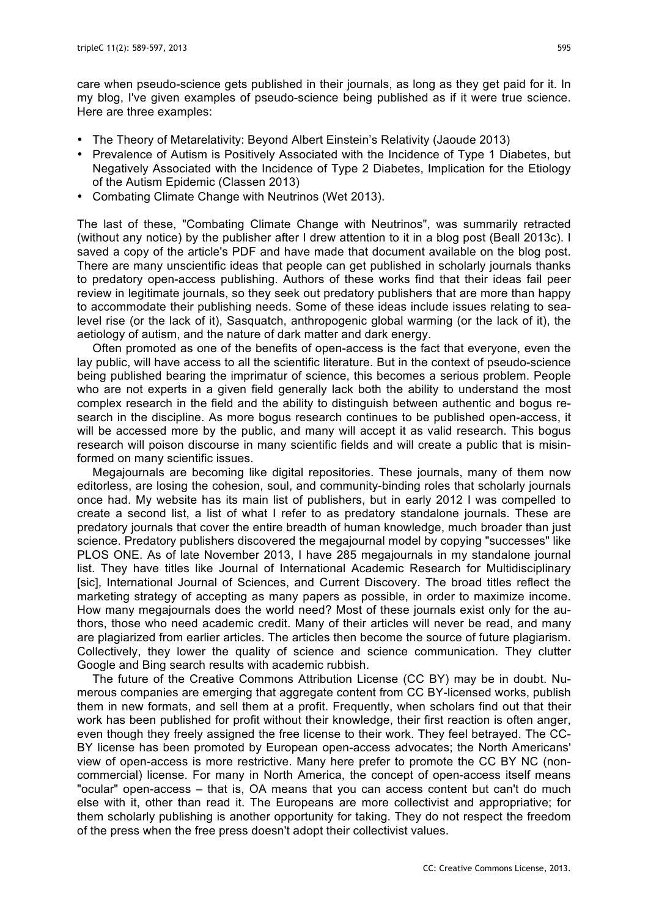care when pseudo-science gets published in their journals, as long as they get paid for it. In my blog, I've given examples of pseudo-science being published as if it were true science. Here are three examples:

- The Theory of Metarelativity: Beyond Albert Einstein's Relativity (Jaoude 2013)
- Prevalence of Autism is Positively Associated with the Incidence of Type 1 Diabetes, but Negatively Associated with the Incidence of Type 2 Diabetes, Implication for the Etiology of the Autism Epidemic (Classen 2013)
- Combating Climate Change with Neutrinos (Wet 2013).

The last of these, "Combating Climate Change with Neutrinos", was summarily retracted (without any notice) by the publisher after I drew attention to it in a blog post (Beall 2013c). I saved a copy of the article's PDF and have made that document available on the blog post. There are many unscientific ideas that people can get published in scholarly journals thanks to predatory open-access publishing. Authors of these works find that their ideas fail peer review in legitimate journals, so they seek out predatory publishers that are more than happy to accommodate their publishing needs. Some of these ideas include issues relating to sea-level rise (or the lack of it), Sasquatch, anthropogenic global warming (or the lack of it), the aetiology of autism, and the nature of dark matter and dark energy.

Often promoted as one of the benefits of open-access is the fact that everyone, even the lay public, will have access to all the scientific literature. But in the context of pseudo-science being published bearing the imprimatur of science, this becomes a serious problem. People who are not experts in a given field generally lack both the ability to understand the most complex research in the field and the ability to distinguish between authentic and bogus research in the discipline. As more bogus research continues to be published open-access, it will be accessed more by the public, and many will accept it as valid research. This bogus research will poison discourse in many scientific fields and will create a public that is misinformed on many scientific issues.

Megajournals are becoming like digital repositories. These journals, many of them now editorless, are losing the cohesion, soul, and community-binding roles that scholarly journals once had. My website has its main list of publishers, but in early 2012 I was compelled to create a second list, a list of what I refer to as predatory standalone journals. These are predatory journals that cover the entire breadth of human knowledge, much broader than just science. Predatory publishers discovered the megajournal model by copying "successes" like PLOS ONE. As of late November 2013, I have 285 megajournals in my standalone journal list. They have titles like Journal of International Academic Research for Multidisciplinary [sic], International Journal of Sciences, and Current Discovery. The broad titles reflect the marketing strategy of accepting as many papers as possible, in order to maximize income. How many megajournals does the world need? Most of these journals exist only for the authors, those who need academic credit. Many of their articles will never be read, and many are plagiarized from earlier articles. The articles then become the source of future plagiarism. Collectively, they lower the quality of science and science communication. They clutter Google and Bing search results with academic rubbish.

The future of the Creative Commons Attribution License (CC BY) may be in doubt. Numerous companies are emerging that aggregate content from CC BY-licensed works, publish them in new formats, and sell them at a profit. Frequently, when scholars find out that their work has been published for profit without their knowledge, their first reaction is often anger, even though they freely assigned the free license to their work. They feel betrayed. The CC-BY license has been promoted by European open-access advocates; the North Americans' view of open-access is more restrictive. Many here prefer to promote the CC BY NC (non-commercial) license. For many in North America, the concept of open-access itself means "ocular" open-access – that is, OA means that you can access content but can't do much else with it, other than read it. The Europeans are more collectivist and appropriative; for them scholarly publishing is another opportunity for taking. They do not respect the freedom of the press when the free press doesn't adopt their collectivist values.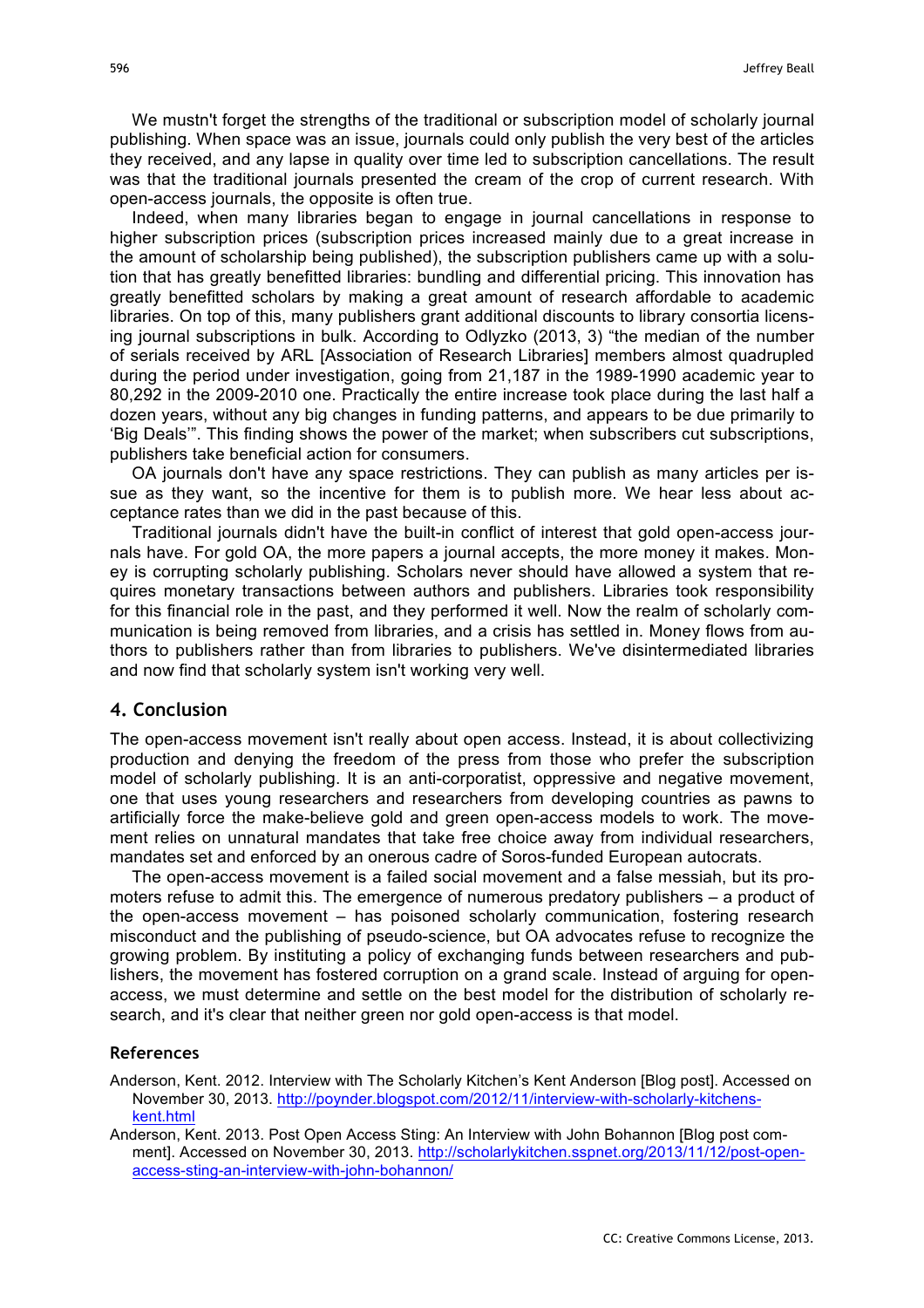We mustn't forget the strengths of the traditional or subscription model of scholarly journal publishing. When space was an issue, journals could only publish the very best of the articles they received, and any lapse in quality over time led to subscription cancellations. The result was that the traditional journals presented the cream of the crop of current research. With open-access journals, the opposite is often true.

Indeed, when many libraries began to engage in journal cancellations in response to higher subscription prices (subscription prices increased mainly due to a great increase in the amount of scholarship being published), the subscription publishers came up with a solution that has greatly benefitted libraries: bundling and differential pricing. This innovation has greatly benefitted scholars by making a great amount of research affordable to academic libraries. On top of this, many publishers grant additional discounts to library consortia licensing journal subscriptions in bulk. According to Odlyzko (2013, 3) "the median of the number of serials received by ARL [Association of Research Libraries] members almost quadrupled during the period under investigation, going from 21,187 in the 1989-1990 academic year to 80,292 in the 2009-2010 one. Practically the entire increase took place during the last half a dozen years, without any big changes in funding patterns, and appears to be due primarily to 'Big Deals'". This finding shows the power of the market; when subscribers cut subscriptions, publishers take beneficial action for consumers.

OA journals don't have any space restrictions. They can publish as many articles per issue as they want, so the incentive for them is to publish more. We hear less about acceptance rates than we did in the past because of this.

Traditional journals didn't have the built-in conflict of interest that gold open-access journals have. For gold OA, the more papers a journal accepts, the more money it makes. Money is corrupting scholarly publishing. Scholars never should have allowed a system that requires monetary transactions between authors and publishers. Libraries took responsibility for this financial role in the past, and they performed it well. Now the realm of scholarly communication is being removed from libraries, and a crisis has settled in. Money flows from authors to publishers rather than from libraries to publishers. We've disintermediated libraries and now find that scholarly system isn't working very well.

## 4. Conclusion

The open-access movement isn't really about open access. Instead, it is about collectivizing production and denying the freedom of the press from those who prefer the subscription model of scholarly publishing. It is an anti-corporatist, oppressive and negative movement, one that uses young researchers and researchers from developing countries as pawns to artificially force the make-believe gold and green open-access models to work. The movement relies on unnatural mandates that take free choice away from individual researchers, mandates set and enforced by an onerous cadre of Soros-funded European autocrats.

The open-access movement is a failed social movement and a false messiah, but its promoters refuse to admit this. The emergence of numerous predatory publishers – a product of the open-access movement – has poisoned scholarly communication, fostering research misconduct and the publishing of pseudo-science, but OA advocates refuse to recognize the growing problem. By instituting a policy of exchanging funds between researchers and publishers, the movement has fostered corruption on a grand scale. Instead of arguing for open-access, we must determine and settle on the best model for the distribution of scholarly research, and it's clear that neither green nor gold open-access is that model.

### References

Anderson, Kent. 2012. Interview with The Scholarly Kitchen's Kent Anderson [Blog post]. Accessed on November 30, 2013. http://poynder.blogspot.com/2012/11/interview-with-scholarly-kitchens-kent.html

Anderson, Kent. 2013. Post Open Access Sting: An Interview with John Bohannon [Blog post comment]. Accessed on November 30, 2013. http://scholarlykitchen.sspnet.org/2013/11/12/post-open-access-sting-an-interview-with-john-bohannon/

CC: Creative Commons License, 2013.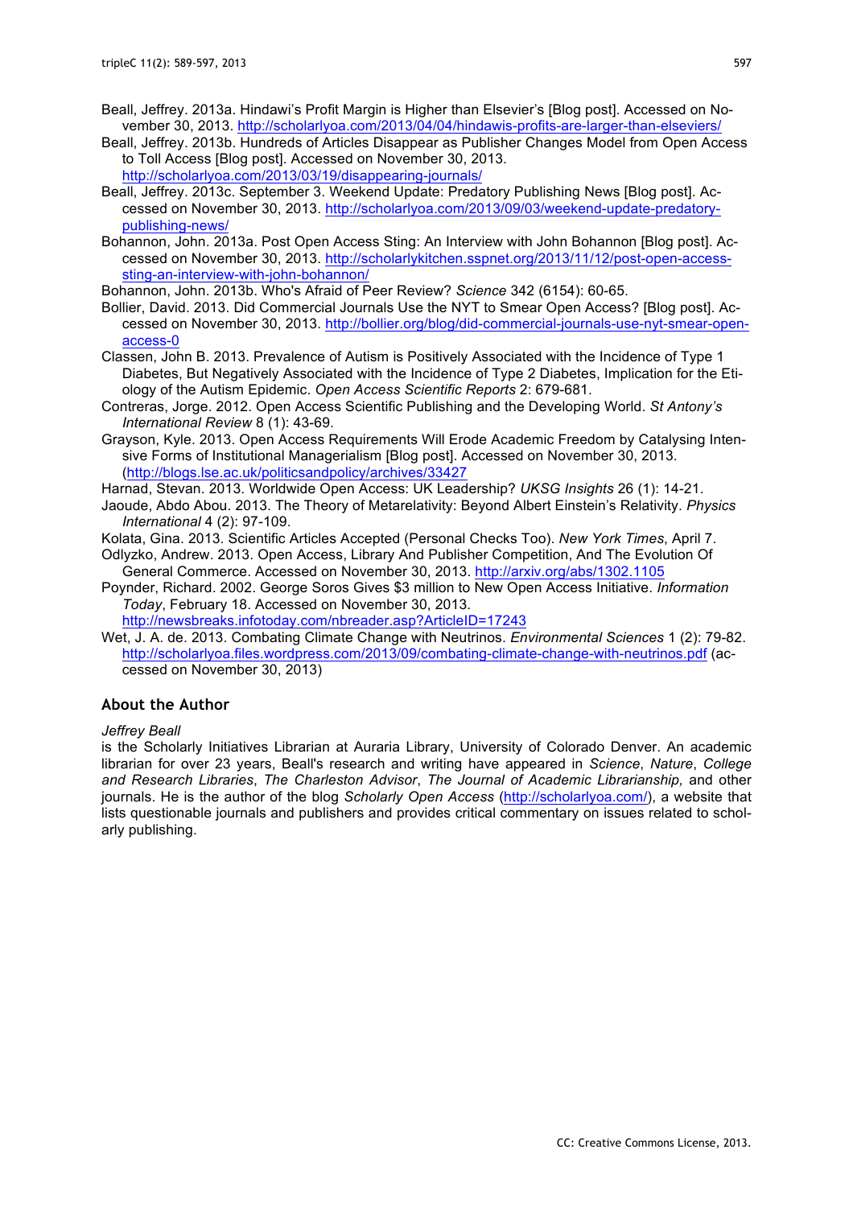Beall, Jeffrey. 2013a. Hindawi's Profit Margin is Higher than Elsevier's [Blog post]. Accessed on November 30, 2013. http://scholarlyoa.com/2013/04/04/hindawis-profits-are-larger-than-elseviers/

Beall, Jeffrey. 2013b. Hundreds of Articles Disappear as Publisher Changes Model from Open Access to Toll Access [Blog post]. Accessed on November 30, 2013. http://scholarlyoa.com/2013/03/19/disappearing-journals/

Beall, Jeffrey. 2013c. September 3. Weekend Update: Predatory Publishing News [Blog post]. Accessed on November 30, 2013. http://scholarlyoa.com/2013/09/03/weekend-update-predatory-publishing-news/

Bohannon, John. 2013a. Post Open Access Sting: An Interview with John Bohannon [Blog post]. Accessed on November 30, 2013. http://scholarlykitchen.sspnet.org/2013/11/12/post-open-access-sting-an-interview-with-john-bohannon/

Bohannon, John. 2013b. Who's Afraid of Peer Review? *Science* 342 (6154): 60-65.

Bollier, David. 2013. Did Commercial Journals Use the NYT to Smear Open Access? [Blog post]. Accessed on November 30, 2013. http://bollier.org/blog/did-commercial-journals-use-nyt-smear-open-access-0

Classen, John B. 2013. Prevalence of Autism is Positively Associated with the Incidence of Type 1 Diabetes, But Negatively Associated with the Incidence of Type 2 Diabetes, Implication for the Etiology of the Autism Epidemic. *Open Access Scientific Reports* 2: 679-681.

Contreras, Jorge. 2012. Open Access Scientific Publishing and the Developing World. *St Antony's International Review* 8 (1): 43-69.

Grayson, Kyle. 2013. Open Access Requirements Will Erode Academic Freedom by Catalysing Intensive Forms of Institutional Managerialism [Blog post]. Accessed on November 30, 2013. (http://blogs.lse.ac.uk/politicsandpolicy/archives/33427

Harnad, Stevan. 2013. Worldwide Open Access: UK Leadership? *UKSG Insights* 26 (1): 14-21.

Jaoude, Abdo Abou. 2013. The Theory of Metarelativity: Beyond Albert Einstein's Relativity. *Physics International* 4 (2): 97-109.

Kolata, Gina. 2013. Scientific Articles Accepted (Personal Checks Too). *New York Times*, April 7.

Odlyzko, Andrew. 2013. Open Access, Library And Publisher Competition, And The Evolution Of General Commerce. Accessed on November 30, 2013. http://arxiv.org/abs/1302.1105

Poynder, Richard. 2002. George Soros Gives $3 million to New Open Access Initiative. *Information Today*, February 18. Accessed on November 30, 2013. http://newsbreaks.infotoday.com/nbreader.asp?ArticleID=17243

Wet, J. A. de. 2013. Combating Climate Change with Neutrinos. *Environmental Sciences* 1 (2): 79-82. http://scholarlyoa.files.wordpress.com/2013/09/combating-climate-change-with-neutrinos.pdf (accessed on November 30, 2013)

## About the Author

*Jeffrey Beall*

is the Scholarly Initiatives Librarian at Auraria Library, University of Colorado Denver. An academic librarian for over 23 years, Beall's research and writing have appeared in *Science*, *Nature*, *College and Research Libraries*, *The Charleston Advisor*, *The Journal of Academic Librarianship,* and other journals. He is the author of the blog *Scholarly Open Access* (http://scholarlyoa.com/), a website that lists questionable journals and publishers and provides critical commentary on issues related to scholarly publishing.